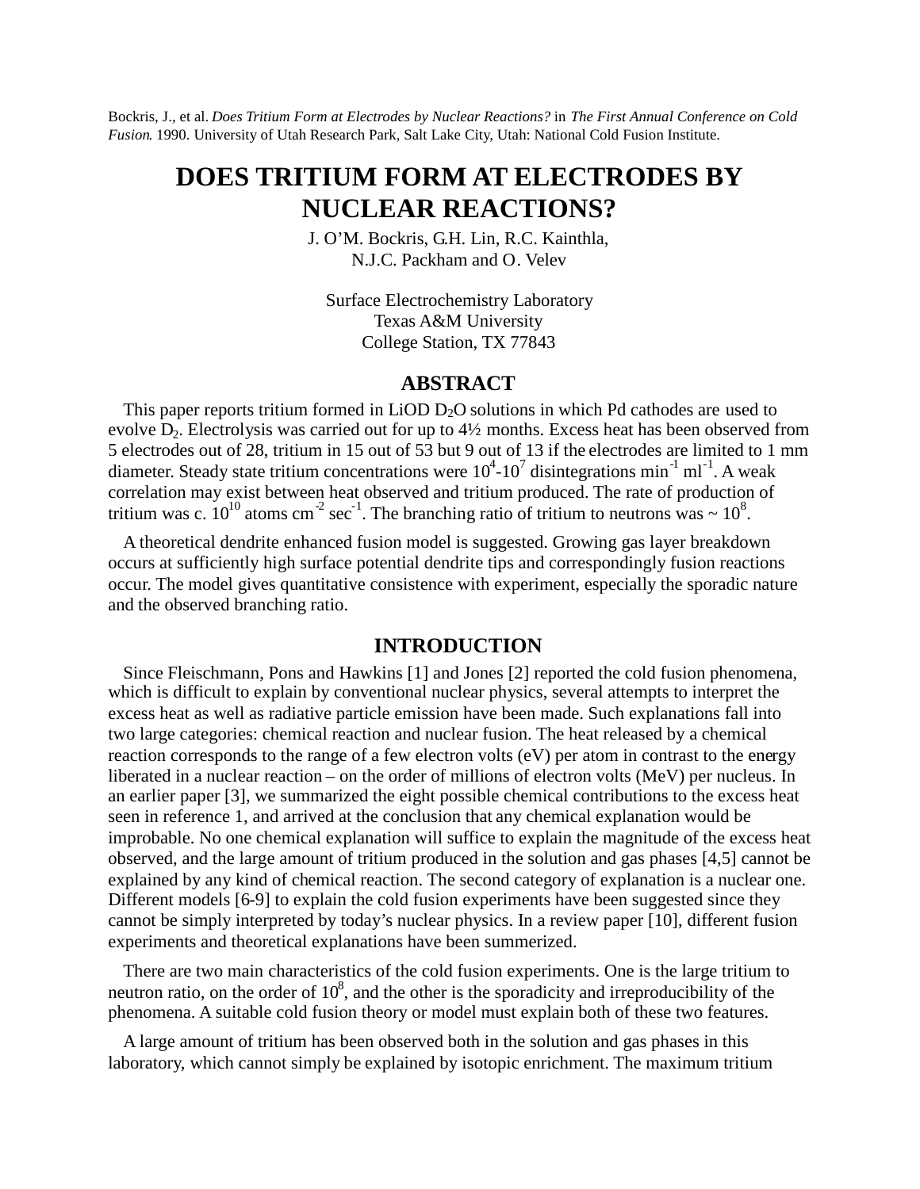Bockris, J., et al. *Does Tritium Form at Electrodes by Nuclear Reactions?* in *The First Annual Conference on Cold Fusion*. 1990. University of Utah Research Park, Salt Lake City, Utah: National Cold Fusion Institute.

# DOES TRITIUM FORM AT ELECTRODES BY NUCLEAR REACTIONS?

J. O'M. Bockris, G.H. Lin, R.C. Kainthla,
N.J.C. Packham and O. Velev

Surface Electrochemistry Laboratory
Texas A&M University
College Station, TX 77843

## ABSTRACT

This paper reports tritium formed in LiOD $D_2O$ solutions in which Pd cathodes are used to evolve $D_2$. Electrolysis was carried out for up to 4½ months. Excess heat has been observed from 5 electrodes out of 28, tritium in 15 out of 53 but 9 out of 13 if the electrodes are limited to 1 mm diameter. Steady state tritium concentrations were $10^4$-$10^7$ disintegrations $min^{-1}$ $ml^{-1}$. A weak correlation may exist between heat observed and tritium produced. The rate of production of tritium was c. $10^{10}$ atoms $cm^{-2}$ $sec^{-1}$. The branching ratio of tritium to neutrons was ~ $10^8$.

A theoretical dendrite enhanced fusion model is suggested. Growing gas layer breakdown occurs at sufficiently high surface potential dendrite tips and correspondingly fusion reactions occur. The model gives quantitative consistence with experiment, especially the sporadic nature and the observed branching ratio.

## INTRODUCTION

Since Fleischmann, Pons and Hawkins [1] and Jones [2] reported the cold fusion phenomena, which is difficult to explain by conventional nuclear physics, several attempts to interpret the excess heat as well as radiative particle emission have been made. Such explanations fall into two large categories: chemical reaction and nuclear fusion. The heat released by a chemical reaction corresponds to the range of a few electron volts (eV) per atom in contrast to the energy liberated in a nuclear reaction – on the order of millions of electron volts (MeV) per nucleus. In an earlier paper [3], we summarized the eight possible chemical contributions to the excess heat seen in reference 1, and arrived at the conclusion that any chemical explanation would be improbable. No one chemical explanation will suffice to explain the magnitude of the excess heat observed, and the large amount of tritium produced in the solution and gas phases [4,5] cannot be explained by any kind of chemical reaction. The second category of explanation is a nuclear one. Different models [6-9] to explain the cold fusion experiments have been suggested since they cannot be simply interpreted by today's nuclear physics. In a review paper [10], different fusion experiments and theoretical explanations have been summerized.

There are two main characteristics of the cold fusion experiments. One is the large tritium to neutron ratio, on the order of $10^8$, and the other is the sporadicity and irreproducibility of the phenomena. A suitable cold fusion theory or model must explain both of these two features.

A large amount of tritium has been observed both in the solution and gas phases in this laboratory, which cannot simply be explained by isotopic enrichment. The maximum tritium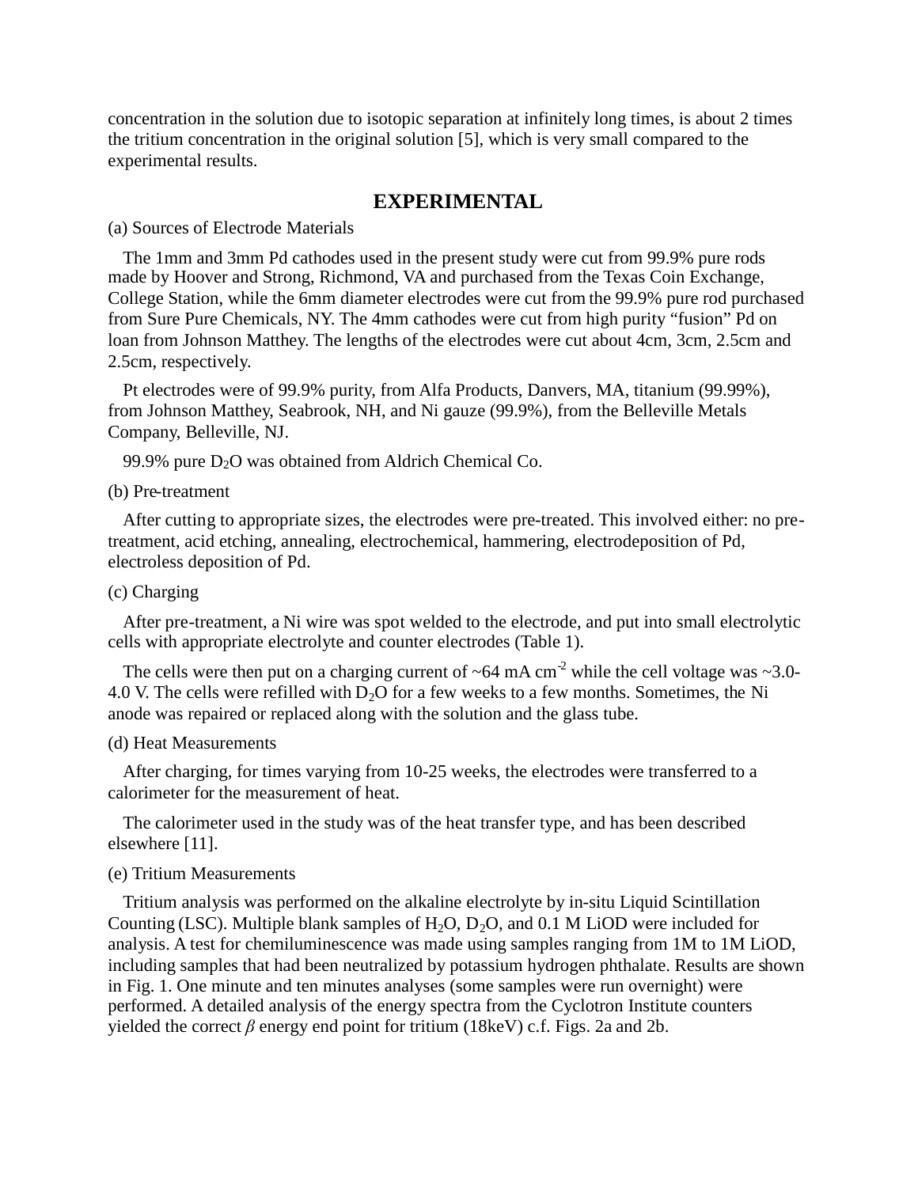concentration in the solution due to isotopic separation at infinitely long times, is about 2 times the tritium concentration in the original solution [5], which is very small compared to the experimental results.

## EXPERIMENTAL

(a) Sources of Electrode Materials

The 1mm and 3mm Pd cathodes used in the present study were cut from 99.9% pure rods made by Hoover and Strong, Richmond, VA and purchased from the Texas Coin Exchange, College Station, while the 6mm diameter electrodes were cut from the 99.9% pure rod purchased from Sure Pure Chemicals, NY. The 4mm cathodes were cut from high purity "fusion" Pd on loan from Johnson Matthey. The lengths of the electrodes were cut about 4cm, 3cm, 2.5cm and 2.5cm, respectively.

Pt electrodes were of 99.9% purity, from Alfa Products, Danvers, MA, titanium (99.99%), from Johnson Matthey, Seabrook, NH, and Ni gauze (99.9%), from the Belleville Metals Company, Belleville, NJ.

99.9% pure $D_2O$ was obtained from Aldrich Chemical Co.

(b) Pre-treatment

After cutting to appropriate sizes, the electrodes were pre-treated. This involved either: no pre-treatment, acid etching, annealing, electrochemical, hammering, electrodeposition of Pd, electroless deposition of Pd.

(c) Charging

After pre-treatment, a Ni wire was spot welded to the electrode, and put into small electrolytic cells with appropriate electrolyte and counter electrodes (Table 1).

The cells were then put on a charging current of ~64 mA $cm^{-2}$ while the cell voltage was ~3.0-4.0 V. The cells were refilled with $D_2O$ for a few weeks to a few months. Sometimes, the Ni anode was repaired or replaced along with the solution and the glass tube.

(d) Heat Measurements

After charging, for times varying from 10-25 weeks, the electrodes were transferred to a calorimeter for the measurement of heat.

The calorimeter used in the study was of the heat transfer type, and has been described elsewhere [11].

(e) Tritium Measurements

Tritium analysis was performed on the alkaline electrolyte by in-situ Liquid Scintillation Counting (LSC). Multiple blank samples of $H_2O$, $D_2O$, and 0.1 M LiOD were included for analysis. A test for chemiluminescence was made using samples ranging from 1M to 1M LiOD, including samples that had been neutralized by potassium hydrogen phthalate. Results are shown in Fig. 1. One minute and ten minutes analyses (some samples were run overnight) were performed. A detailed analysis of the energy spectra from the Cyclotron Institute counters yielded the correct $\beta$ energy end point for tritium (18keV) c.f. Figs. 2a and 2b.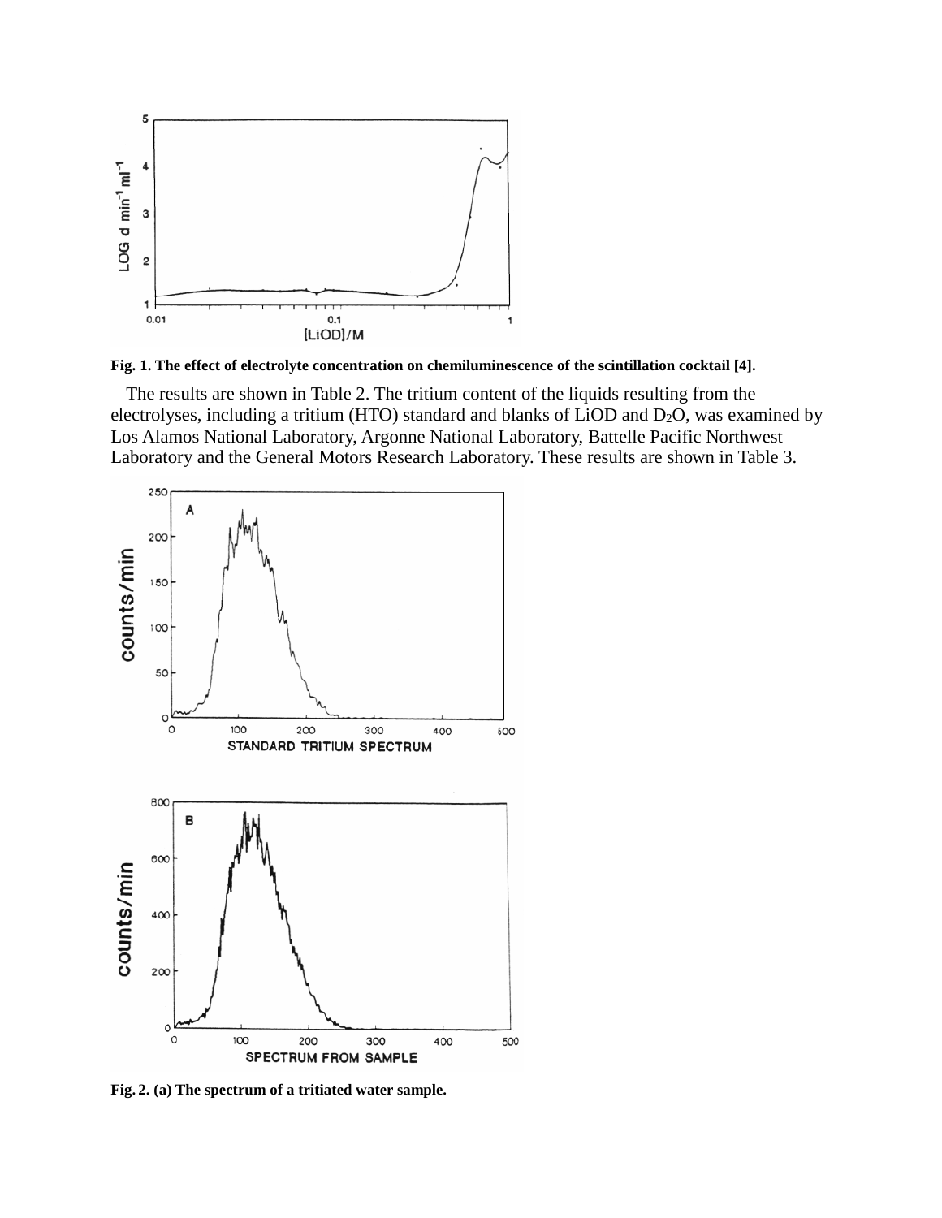**Fig. 1. The effect of electrolyte concentration on chemiluminescence of the scintillation cocktail [4].**

The results are shown in Table 2. The tritium content of the liquids resulting from the electrolyses, including a tritium (HTO) standard and blanks of LiOD and $D_2O$, was examined by Los Alamos National Laboratory, Argonne National Laboratory, Battelle Pacific Northwest Laboratory and the General Motors Research Laboratory. These results are shown in Table 3.

**Fig. 2. (a) The spectrum of a tritiated water sample.**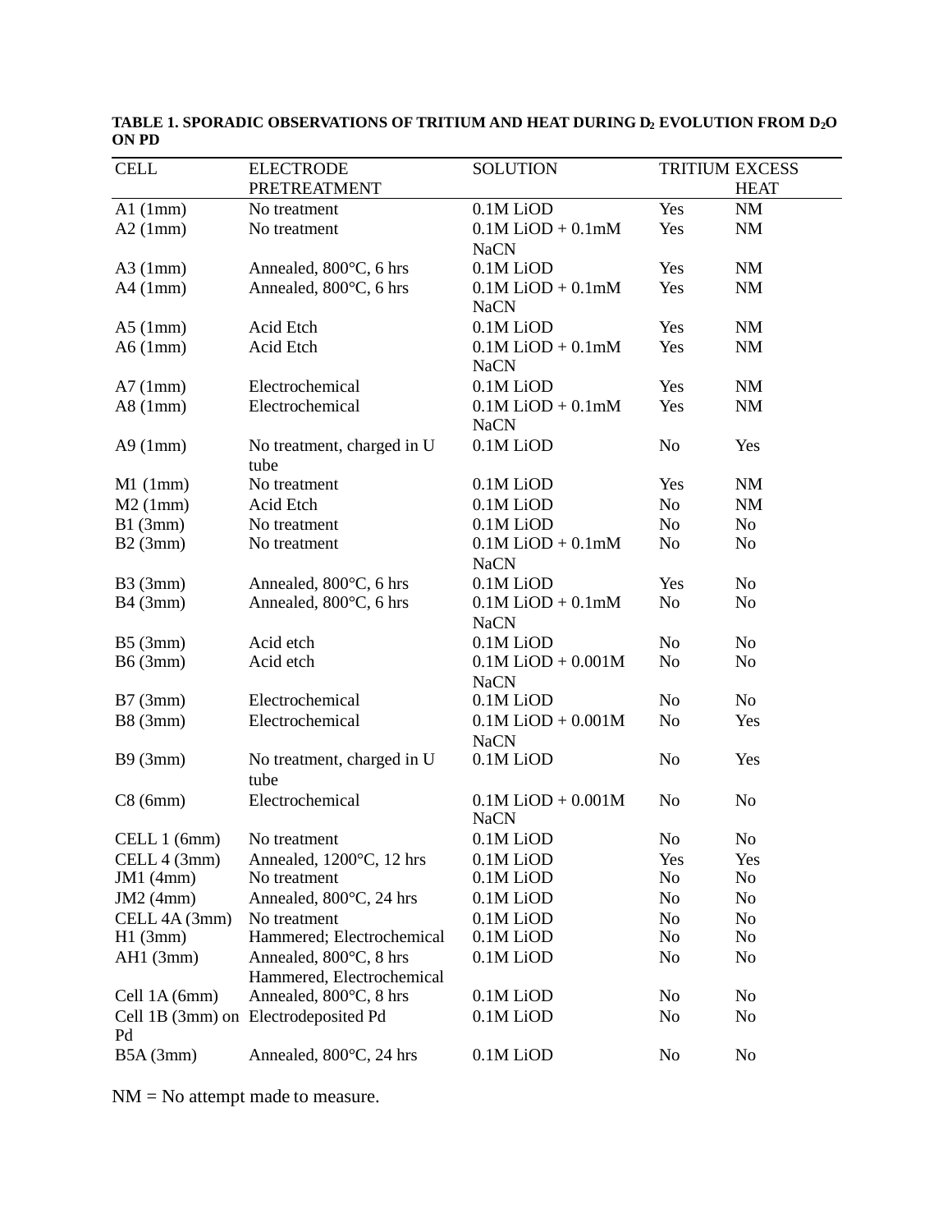**TABLE 1. SPORADIC OBSERVATIONS OF TRITIUM AND HEAT DURING $D_2$ EVOLUTION FROM $D_2O$ ON PD**

| CELL | ELECTRODE PRETREATMENT | SOLUTION | TRITIUM | EXCESS HEAT |
|---|---|---|---|---|
| A1 (1mm) | No treatment | 0.1M LiOD | Yes | NM |
| A2 (1mm) | No treatment | 0.1M LiOD + 0.1mM NaCN | Yes | NM |
| A3 (1mm) | Annealed, 800°C, 6 hrs | 0.1M LiOD | Yes | NM |
| A4 (1mm) | Annealed, 800°C, 6 hrs | 0.1M LiOD + 0.1mM NaCN | Yes | NM |
| A5 (1mm) | Acid Etch | 0.1M LiOD | Yes | NM |
| A6 (1mm) | Acid Etch | 0.1M LiOD + 0.1mM NaCN | Yes | NM |
| A7 (1mm) | Electrochemical | 0.1M LiOD | Yes | NM |
| A8 (1mm) | Electrochemical | 0.1M LiOD + 0.1mM NaCN | Yes | NM |
| A9 (1mm) | No treatment, charged in U tube | 0.1M LiOD | No | Yes |
| M1 (1mm) | No treatment | 0.1M LiOD | Yes | NM |
| M2 (1mm) | Acid Etch | 0.1M LiOD | No | NM |
| B1 (3mm) | No treatment | 0.1M LiOD | No | No |
| B2 (3mm) | No treatment | 0.1M LiOD + 0.1mM NaCN | No | No |
| B3 (3mm) | Annealed, 800°C, 6 hrs | 0.1M LiOD | Yes | No |
| B4 (3mm) | Annealed, 800°C, 6 hrs | 0.1M LiOD + 0.1mM NaCN | No | No |
| B5 (3mm) | Acid etch | 0.1M LiOD | No | No |
| B6 (3mm) | Acid etch | 0.1M LiOD + 0.001M NaCN | No | No |
| B7 (3mm) | Electrochemical | 0.1M LiOD | No | No |
| B8 (3mm) | Electrochemical | 0.1M LiOD + 0.001M NaCN | No | Yes |
| B9 (3mm) | No treatment, charged in U tube | 0.1M LiOD | No | Yes |
| C8 (6mm) | Electrochemical | 0.1M LiOD + 0.001M NaCN | No | No |
| CELL 1 (6mm) | No treatment | 0.1M LiOD | No | No |
| CELL 4 (3mm) | Annealed, 1200°C, 12 hrs | 0.1M LiOD | Yes | Yes |
| JM1 (4mm) | No treatment | 0.1M LiOD | No | No |
| JM2 (4mm) | Annealed, 800°C, 24 hrs | 0.1M LiOD | No | No |
| CELL 4A (3mm) | No treatment | 0.1M LiOD | No | No |
| H1 (3mm) | Hammered; Electrochemical | 0.1M LiOD | No | No |
| AH1 (3mm) | Annealed, 800°C, 8 hrs Hammered, Electrochemical | 0.1M LiOD | No | No |
| Cell 1A (6mm) | Annealed, 800°C, 8 hrs | 0.1M LiOD | No | No |
| Cell 1B (3mm) on Pd | Electrodeposited Pd | 0.1M LiOD | No | No |
| B5A (3mm) | Annealed, 800°C, 24 hrs | 0.1M LiOD | No | No |

NM = No attempt made to measure.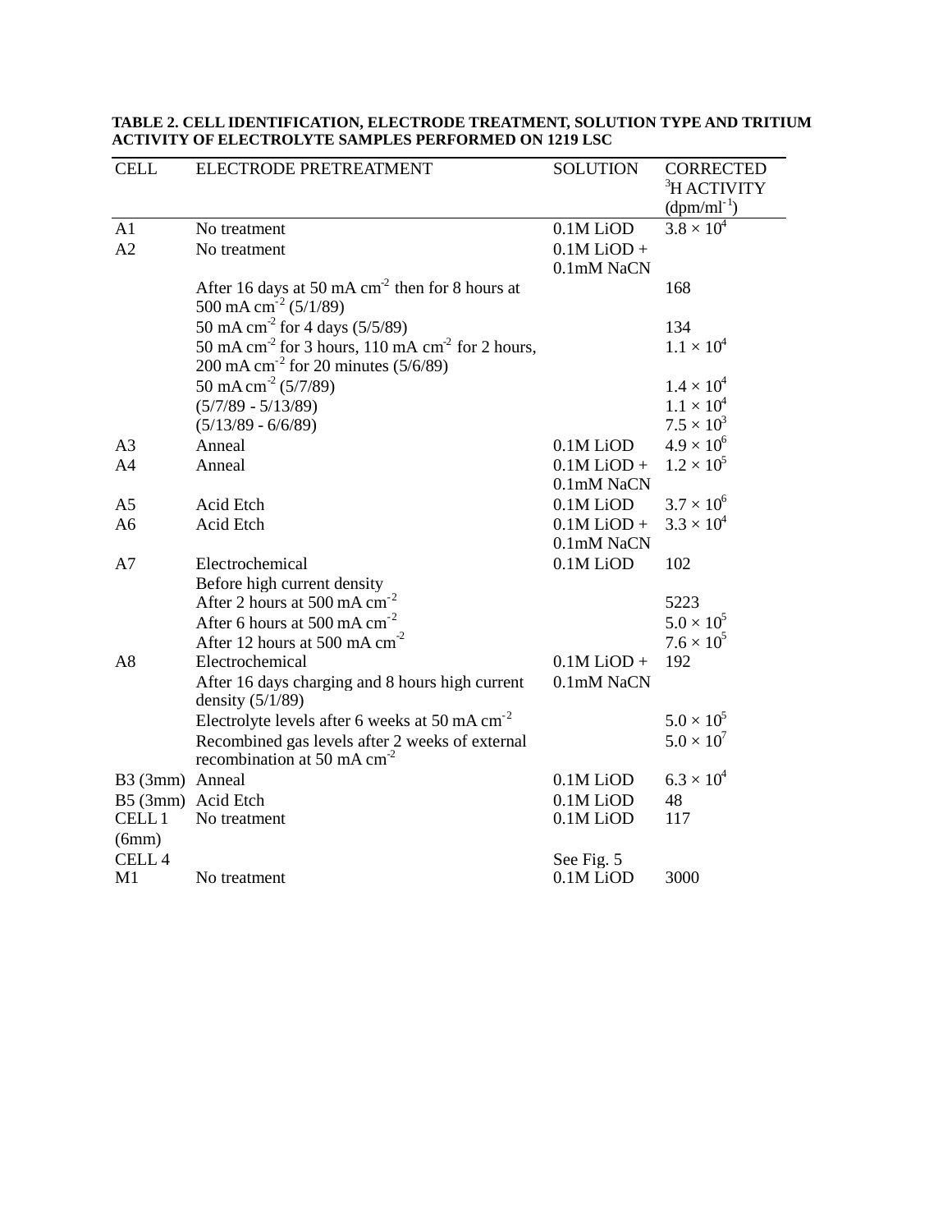**TABLE 2. CELL IDENTIFICATION, ELECTRODE TREATMENT, SOLUTION TYPE AND TRITIUM ACTIVITY OF ELECTROLYTE SAMPLES PERFORMED ON 1219 LSC**

| CELL | ELECTRODE PRETREATMENT | SOLUTION | CORRECTED $^{3}$H ACTIVITY ($dpm/ml^{-1}$) |
|---|---|---|---|
| A1 | No treatment | 0.1M LiOD | $3.8 \times 10^{4}$ |
| A2 | No treatment | 0.1M LiOD + 0.1mM NaCN | |
| | After 16 days at 50 mA $cm^{-2}$ then for 8 hours at 500 mA $cm^{-2}$ (5/1/89) | | 168 |
| | 50 mA $cm^{-2}$ for 4 days (5/5/89) | | 134 |
| | 50 mA $cm^{-2}$ for 3 hours, 110 mA $cm^{-2}$ for 2 hours, 200 mA $cm^{-2}$ for 20 minutes (5/6/89) | | $1.1 \times 10^{4}$ |
| | 50 mA $cm^{-2}$ (5/7/89) | | $1.4 \times 10^{4}$ |
| | (5/7/89 - 5/13/89) | | $1.1 \times 10^{4}$ |
| | (5/13/89 - 6/6/89) | | $7.5 \times 10^{3}$ |
| A3 | Anneal | 0.1M LiOD | $4.9 \times 10^{6}$ |
| A4 | Anneal | 0.1M LiOD + 0.1mM NaCN | $1.2 \times 10^{5}$ |
| A5 | Acid Etch | 0.1M LiOD | $3.7 \times 10^{6}$ |
| A6 | Acid Etch | 0.1M LiOD + 0.1mM NaCN | $3.3 \times 10^{4}$ |
| A7 | Electrochemical | 0.1M LiOD | 102 |
| | Before high current density | | |
| | After 2 hours at 500 mA $cm^{-2}$ | | 5223 |
| | After 6 hours at 500 mA $cm^{-2}$ | | $5.0 \times 10^{5}$ |
| | After 12 hours at 500 mA $cm^{-2}$ | | $7.6 \times 10^{5}$ |
| A8 | Electrochemical | 0.1M LiOD + 0.1mM NaCN | 192 |
| | After 16 days charging and 8 hours high current density (5/1/89) | | |
| | Electrolyte levels after 6 weeks at 50 mA $cm^{-2}$ | | $5.0 \times 10^{5}$ |
| | Recombined gas levels after 2 weeks of external recombination at 50 mA $cm^{-2}$ | | $5.0 \times 10^{7}$ |
| B3 (3mm) | Anneal | 0.1M LiOD | $6.3 \times 10^{4}$ |
| B5 (3mm) | Acid Etch | 0.1M LiOD | 48 |
| CELL 1 (6mm) | No treatment | 0.1M LiOD | 117 |
| CELL 4 | | See Fig. 5 | |
| M1 | No treatment | 0.1M LiOD | 3000 |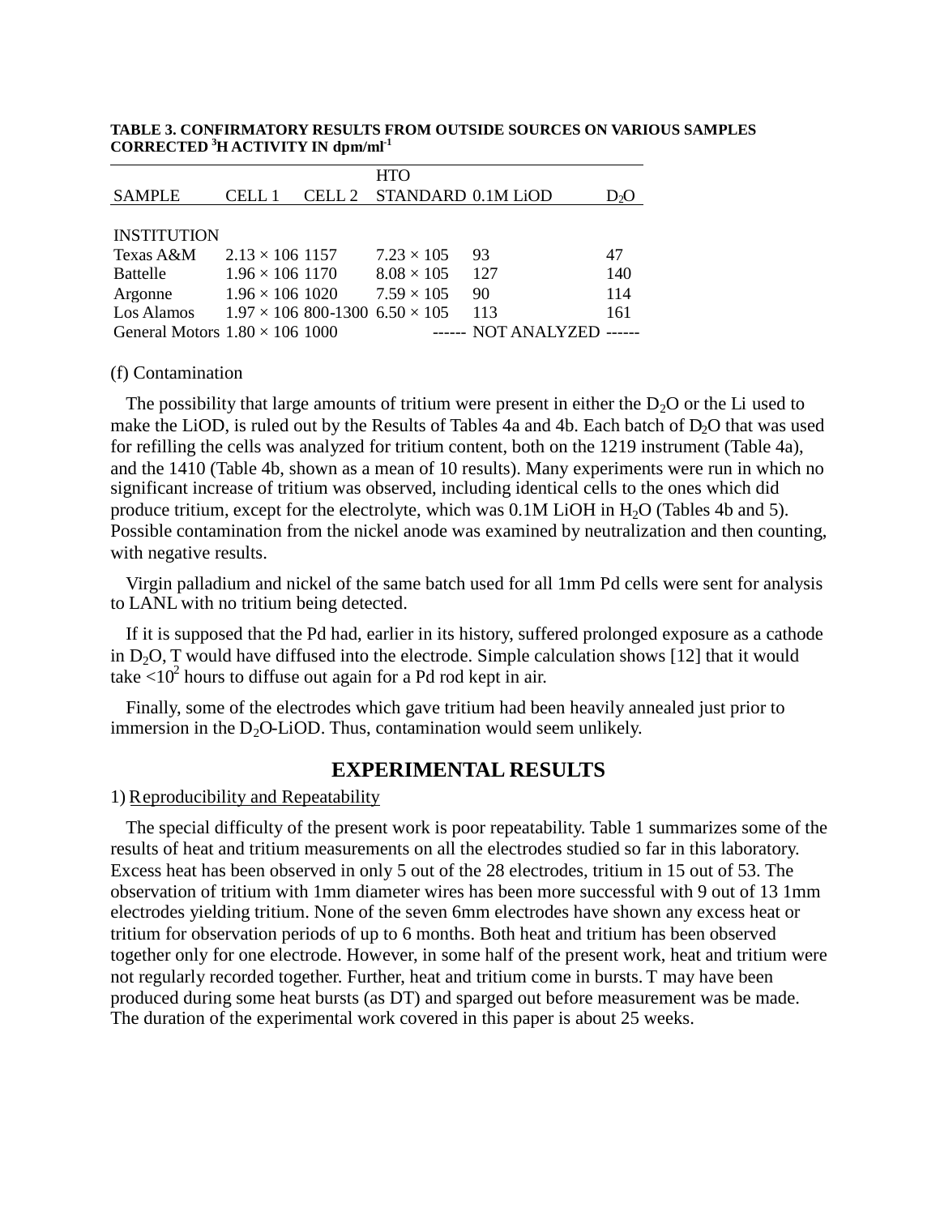**TABLE 3. CONFIRMATORY RESULTS FROM OUTSIDE SOURCES ON VARIOUS SAMPLES CORRECTED $^3$H ACTIVITY IN dpm/ml$^{-1}$**

| SAMPLE | CELL 1 | CELL 2 | HTO STANDARD | 0.1M LiOD | $D_2O$ |
|---|---|---|---|---|---|
| INSTITUTION | | | | | |
| Texas A&M | $2.13 \times 106$ | 1157 | $7.23 \times 105$ | 93 | 47 |
| Battelle | $1.96 \times 106$ | 1170 | $8.08 \times 105$ | 127 | 140 |
| Argonne | $1.96 \times 106$ | 1020 | $7.59 \times 105$ | 90 | 114 |
| Los Alamos | $1.97 \times 106$ | 800-1300 | $6.50 \times 105$ | 113 | 161 |
| General Motors | $1.80 \times 106$ | 1000 | ------ | NOT ANALYZED | ------ |

(f) Contamination

The possibility that large amounts of tritium were present in either the $D_2O$ or the Li used to make the LiOD, is ruled out by the Results of Tables 4a and 4b. Each batch of $D_2O$ that was used for refilling the cells was analyzed for tritium content, both on the 1219 instrument (Table 4a), and the 1410 (Table 4b, shown as a mean of 10 results). Many experiments were run in which no significant increase of tritium was observed, including identical cells to the ones which did produce tritium, except for the electrolyte, which was 0.1M LiOH in $H_2O$ (Tables 4b and 5). Possible contamination from the nickel anode was examined by neutralization and then counting, with negative results.

Virgin palladium and nickel of the same batch used for all 1mm Pd cells were sent for analysis to LANL with no tritium being detected.

If it is supposed that the Pd had, earlier in its history, suffered prolonged exposure as a cathode in $D_2O$, T would have diffused into the electrode. Simple calculation shows [12] that it would take $<10^2$ hours to diffuse out again for a Pd rod kept in air.

Finally, some of the electrodes which gave tritium had been heavily annealed just prior to immersion in the $D_2O$-LiOD. Thus, contamination would seem unlikely.

## EXPERIMENTAL RESULTS

1) Reproducibility and Repeatability

The special difficulty of the present work is poor repeatability. Table 1 summarizes some of the results of heat and tritium measurements on all the electrodes studied so far in this laboratory. Excess heat has been observed in only 5 out of the 28 electrodes, tritium in 15 out of 53. The observation of tritium with 1mm diameter wires has been more successful with 9 out of 13 1mm electrodes yielding tritium. None of the seven 6mm electrodes have shown any excess heat or tritium for observation periods of up to 6 months. Both heat and tritium has been observed together only for one electrode. However, in some half of the present work, heat and tritium were not regularly recorded together. Further, heat and tritium come in bursts. T may have been produced during some heat bursts (as DT) and sparged out before measurement was be made. The duration of the experimental work covered in this paper is about 25 weeks.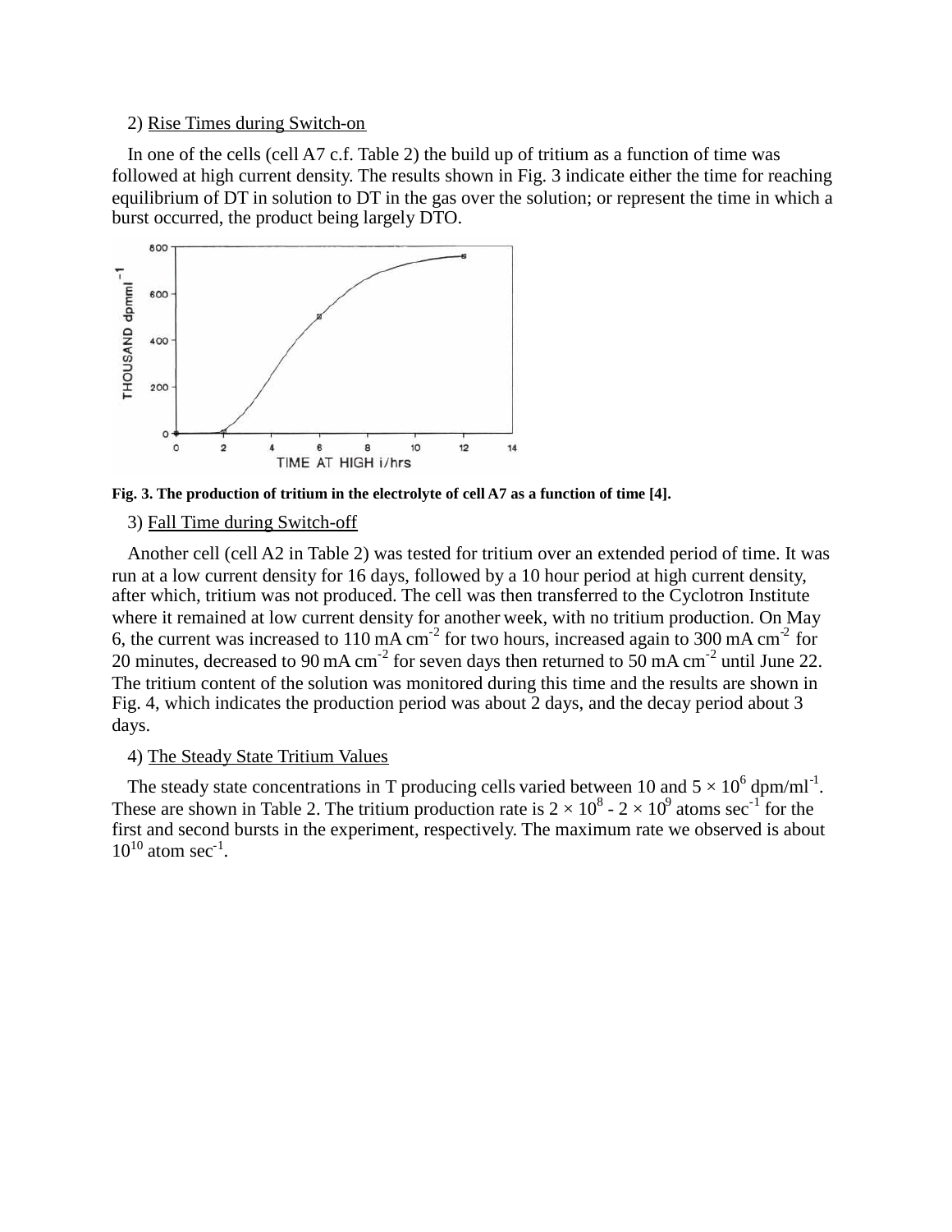2) Rise Times during Switch-on

In one of the cells (cell A7 c.f. Table 2) the build up of tritium as a function of time was followed at high current density. The results shown in Fig. 3 indicate either the time for reaching equilibrium of DT in solution to DT in the gas over the solution; or represent the time in which a burst occurred, the product being largely DTO.

**Fig. 3. The production of tritium in the electrolyte of cell A7 as a function of time [4].**

3) Fall Time during Switch-off

Another cell (cell A2 in Table 2) was tested for tritium over an extended period of time. It was run at a low current density for 16 days, followed by a 10 hour period at high current density, after which, tritium was not produced. The cell was then transferred to the Cyclotron Institute where it remained at low current density for another week, with no tritium production. On May 6, the current was increased to 110 mA cm$^{-2}$ for two hours, increased again to 300 mA cm$^{-2}$ for 20 minutes, decreased to 90 mA cm$^{-2}$ for seven days then returned to 50 mA cm$^{-2}$ until June 22. The tritium content of the solution was monitored during this time and the results are shown in Fig. 4, which indicates the production period was about 2 days, and the decay period about 3 days.

4) The Steady State Tritium Values

The steady state concentrations in T producing cells varied between 10 and $5 \times 10^6$ dpm/ml$^{-1}$. These are shown in Table 2. The tritium production rate is $2 \times 10^8$ - $2 \times 10^9$ atoms sec$^{-1}$ for the first and second bursts in the experiment, respectively. The maximum rate we observed is about $10^{10}$ atom sec$^{-1}$.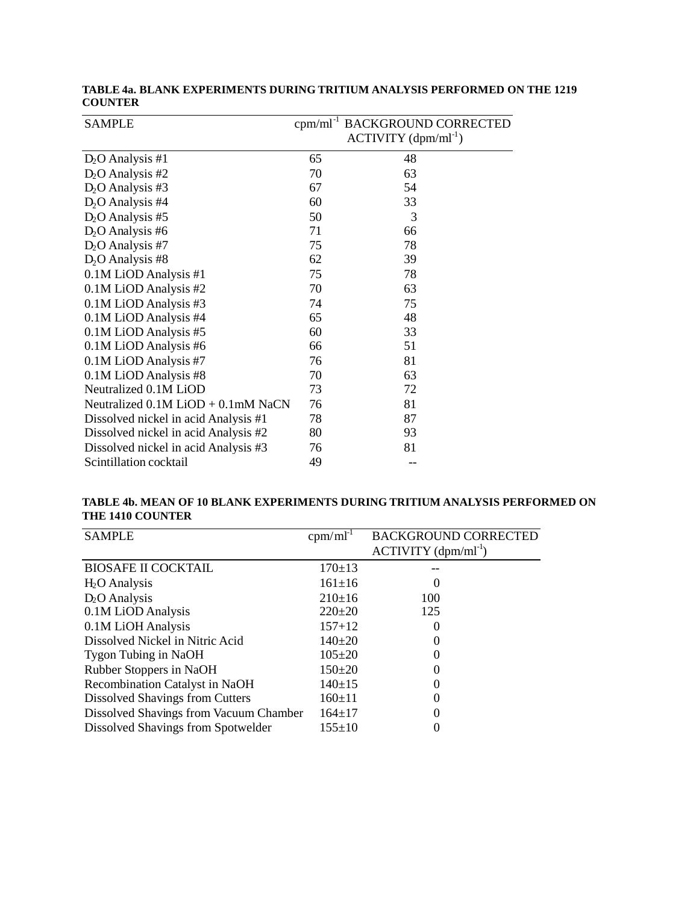**TABLE 4a. BLANK EXPERIMENTS DURING TRITIUM ANALYSIS PERFORMED ON THE 1219 COUNTER**

| SAMPLE | $cpm/ml^{-1}$ | BACKGROUND CORRECTED ACTIVITY ($dpm/ml^{-1}$) |
|---|---|---|
| $D_2O$ Analysis #1 | 65 | 48 |
| $D_2O$ Analysis #2 | 70 | 63 |
| $D_2O$ Analysis #3 | 67 | 54 |
| $D_2O$ Analysis #4 | 60 | 33 |
| $D_2O$ Analysis #5 | 50 | 3 |
| $D_2O$ Analysis #6 | 71 | 66 |
| $D_2O$ Analysis #7 | 75 | 78 |
| $D_2O$ Analysis #8 | 62 | 39 |
| 0.1M LiOD Analysis #1 | 75 | 78 |
| 0.1M LiOD Analysis #2 | 70 | 63 |
| 0.1M LiOD Analysis #3 | 74 | 75 |
| 0.1M LiOD Analysis #4 | 65 | 48 |
| 0.1M LiOD Analysis #5 | 60 | 33 |
| 0.1M LiOD Analysis #6 | 66 | 51 |
| 0.1M LiOD Analysis #7 | 76 | 81 |
| 0.1M LiOD Analysis #8 | 70 | 63 |
| Neutralized 0.1M LiOD | 73 | 72 |
| Neutralized 0.1M LiOD + 0.1mM NaCN | 76 | 81 |
| Dissolved nickel in acid Analysis #1 | 78 | 87 |
| Dissolved nickel in acid Analysis #2 | 80 | 93 |
| Dissolved nickel in acid Analysis #3 | 76 | 81 |
| Scintillation cocktail | 49 | -- |

**TABLE 4b. MEAN OF 10 BLANK EXPERIMENTS DURING TRITIUM ANALYSIS PERFORMED ON THE 1410 COUNTER**

| SAMPLE | $cpm/ml^{-1}$ | BACKGROUND CORRECTED ACTIVITY ($dpm/ml^{-1}$) |
|---|---|---|
| BIOSAFE II COCKTAIL | 170±13 | -- |
| $H_2O$ Analysis | 161±16 | 0 |
| $D_2O$ Analysis | 210±16 | 100 |
| 0.1M LiOD Analysis | 220±20 | 125 |
| 0.1M LiOH Analysis | 157+12 | 0 |
| Dissolved Nickel in Nitric Acid | 140±20 | 0 |
| Tygon Tubing in NaOH | 105±20 | 0 |
| Rubber Stoppers in NaOH | 150±20 | 0 |
| Recombination Catalyst in NaOH | 140±15 | 0 |
| Dissolved Shavings from Cutters | 160±11 | 0 |
| Dissolved Shavings from Vacuum Chamber | 164±17 | 0 |
| Dissolved Shavings from Spotwelder | 155±10 | 0 |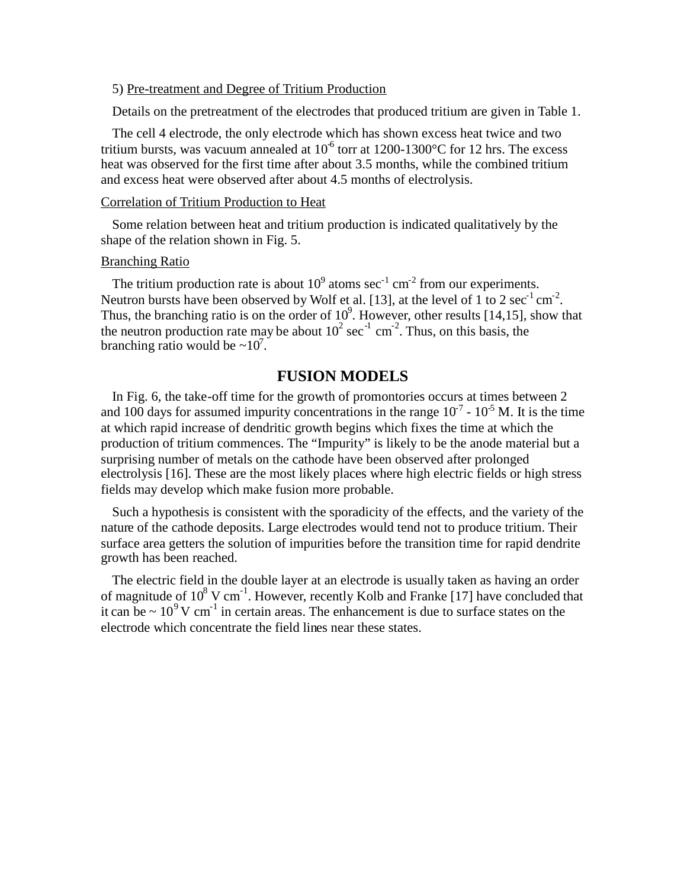5) Pre-treatment and Degree of Tritium Production

Details on the pretreatment of the electrodes that produced tritium are given in Table 1.

The cell 4 electrode, the only electrode which has shown excess heat twice and two tritium bursts, was vacuum annealed at $10^{-6}$ torr at 1200-1300°C for 12 hrs. The excess heat was observed for the first time after about 3.5 months, while the combined tritium and excess heat were observed after about 4.5 months of electrolysis.

Correlation of Tritium Production to Heat

Some relation between heat and tritium production is indicated qualitatively by the shape of the relation shown in Fig. 5.

Branching Ratio

The tritium production rate is about $10^9$ atoms $sec^{-1}$ $cm^{-2}$ from our experiments. Neutron bursts have been observed by Wolf et al. [13], at the level of 1 to 2 $sec^{-1}$ $cm^{-2}$. Thus, the branching ratio is on the order of $10^9$. However, other results [14,15], show that the neutron production rate may be about $10^2$ $sec^{-1}$ $cm^{-2}$. Thus, on this basis, the branching ratio would be ~$10^7$.

## FUSION MODELS

In Fig. 6, the take-off time for the growth of promontories occurs at times between 2 and 100 days for assumed impurity concentrations in the range $10^{-7}$ - $10^{-5}$ M. It is the time at which rapid increase of dendritic growth begins which fixes the time at which the production of tritium commences. The "Impurity" is likely to be the anode material but a surprising number of metals on the cathode have been observed after prolonged electrolysis [16]. These are the most likely places where high electric fields or high stress fields may develop which make fusion more probable.

Such a hypothesis is consistent with the sporadicity of the effects, and the variety of the nature of the cathode deposits. Large electrodes would tend not to produce tritium. Their surface area getters the solution of impurities before the transition time for rapid dendrite growth has been reached.

The electric field in the double layer at an electrode is usually taken as having an order of magnitude of $10^8$ V $cm^{-1}$. However, recently Kolb and Franke [17] have concluded that it can be ~ $10^9$ V $cm^{-1}$ in certain areas. The enhancement is due to surface states on the electrode which concentrate the field lines near these states.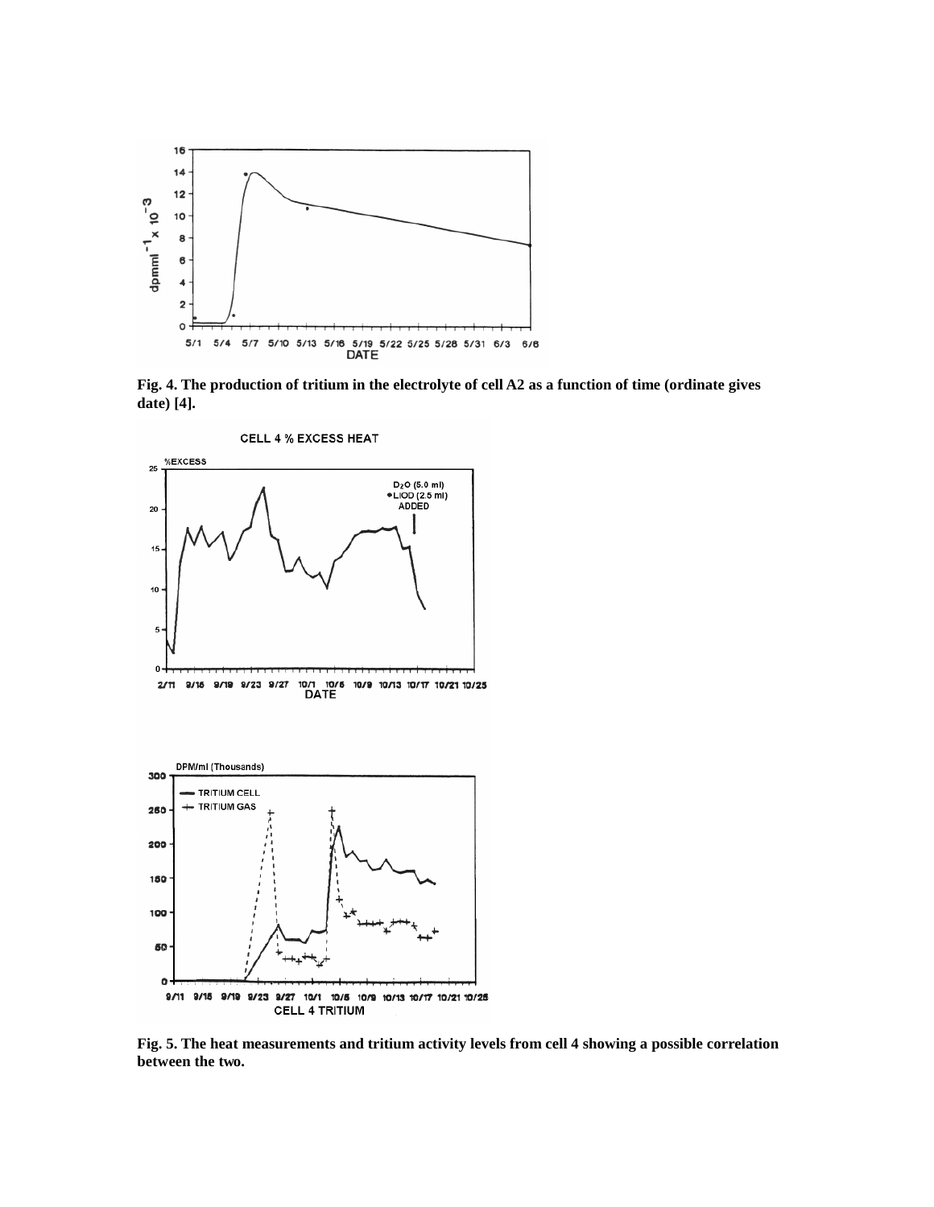**Fig. 4. The production of tritium in the electrolyte of cell A2 as a function of time (ordinate gives date) [4].**

**Fig. 5. The heat measurements and tritium activity levels from cell 4 showing a possible correlation between the two.**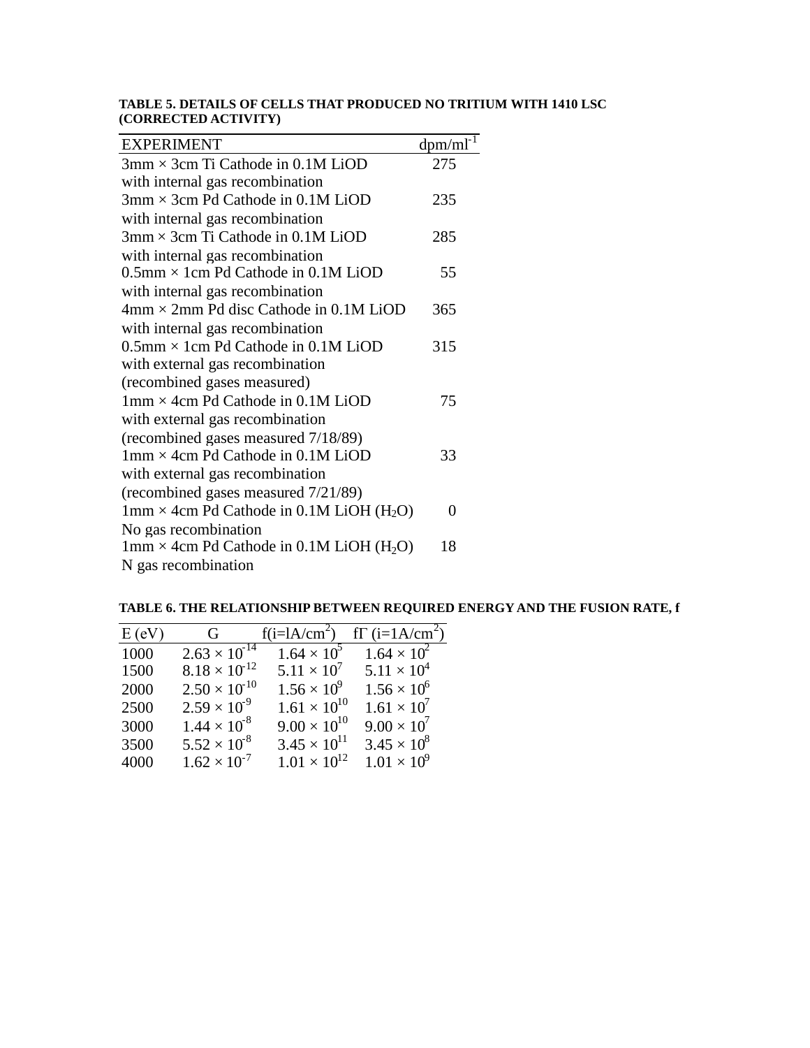**TABLE 5. DETAILS OF CELLS THAT PRODUCED NO TRITIUM WITH 1410 LSC (CORRECTED ACTIVITY)**

| EXPERIMENT | $dpm/ml^{-1}$ |
|---|---|
| 3mm × 3cm Ti Cathode in 0.1M LiOD with internal gas recombination | 275 |
| 3mm × 3cm Pd Cathode in 0.1M LiOD with internal gas recombination | 235 |
| 3mm × 3cm Ti Cathode in 0.1M LiOD with internal gas recombination | 285 |
| 0.5mm × 1cm Pd Cathode in 0.1M LiOD with internal gas recombination | 55 |
| 4mm × 2mm Pd disc Cathode in 0.1M LiOD with internal gas recombination | 365 |
| 0.5mm × 1cm Pd Cathode in 0.1M LiOD with external gas recombination (recombined gases measured) | 315 |
| 1mm × 4cm Pd Cathode in 0.1M LiOD with external gas recombination (recombined gases measured 7/18/89) | 75 |
| 1mm × 4cm Pd Cathode in 0.1M LiOD with external gas recombination (recombined gases measured 7/21/89) | 33 |
| 1mm × 4cm Pd Cathode in 0.1M LiOH ($H_2O$) No gas recombination | 0 |
| 1mm × 4cm Pd Cathode in 0.1M LiOH ($H_2O$) N gas recombination | 18 |

**TABLE 6. THE RELATIONSHIP BETWEEN REQUIRED ENERGY AND THE FUSION RATE, f**

| E (eV) | G | f(i=lA/cm$^2$) | fΓ (i=1A/cm$^2$) |
|---|---|---|---|
| 1000 | $2.63 \times 10^{-14}$ | $1.64 \times 10^{5}$ | $1.64 \times 10^{2}$ |
| 1500 | $8.18 \times 10^{-12}$ | $5.11 \times 10^{7}$ | $5.11 \times 10^{4}$ |
| 2000 | $2.50 \times 10^{-10}$ | $1.56 \times 10^{9}$ | $1.56 \times 10^{6}$ |
| 2500 | $2.59 \times 10^{-9}$ | $1.61 \times 10^{10}$ | $1.61 \times 10^{7}$ |
| 3000 | $1.44 \times 10^{-8}$ | $9.00 \times 10^{10}$ | $9.00 \times 10^{7}$ |
| 3500 | $5.52 \times 10^{-8}$ | $3.45 \times 10^{11}$ | $3.45 \times 10^{8}$ |
| 4000 | $1.62 \times 10^{-7}$ | $1.01 \times 10^{12}$ | $1.01 \times 10^{9}$ |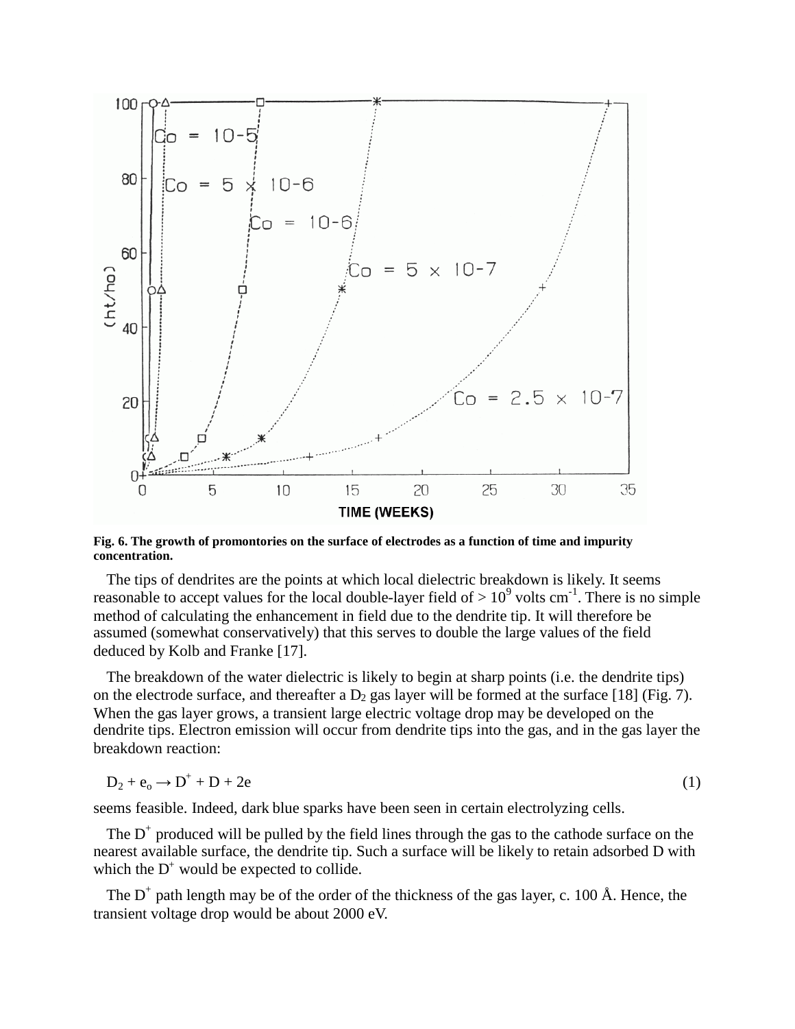**Fig. 6. The growth of promontories on the surface of electrodes as a function of time and impurity concentration.**

The tips of dendrites are the points at which local dielectric breakdown is likely. It seems reasonable to accept values for the local double-layer field of > $10^9$ volts $cm^{-1}$. There is no simple method of calculating the enhancement in field due to the dendrite tip. It will therefore be assumed (somewhat conservatively) that this serves to double the large values of the field deduced by Kolb and Franke [17].

The breakdown of the water dielectric is likely to begin at sharp points (i.e. the dendrite tips) on the electrode surface, and thereafter a $D_2$ gas layer will be formed at the surface [18] (Fig. 7). When the gas layer grows, a transient large electric voltage drop may be developed on the dendrite tips. Electron emission will occur from dendrite tips into the gas, and in the gas layer the breakdown reaction:

$$D_2 + e_o \rightarrow D^+ + D + 2e \qquad (1)$$

seems feasible. Indeed, dark blue sparks have been seen in certain electrolyzing cells.

The $D^+$ produced will be pulled by the field lines through the gas to the cathode surface on the nearest available surface, the dendrite tip. Such a surface will be likely to retain adsorbed D with which the $D^+$ would be expected to collide.

The $D^+$ path length may be of the order of the thickness of the gas layer, c. 100 Å. Hence, the transient voltage drop would be about 2000 eV.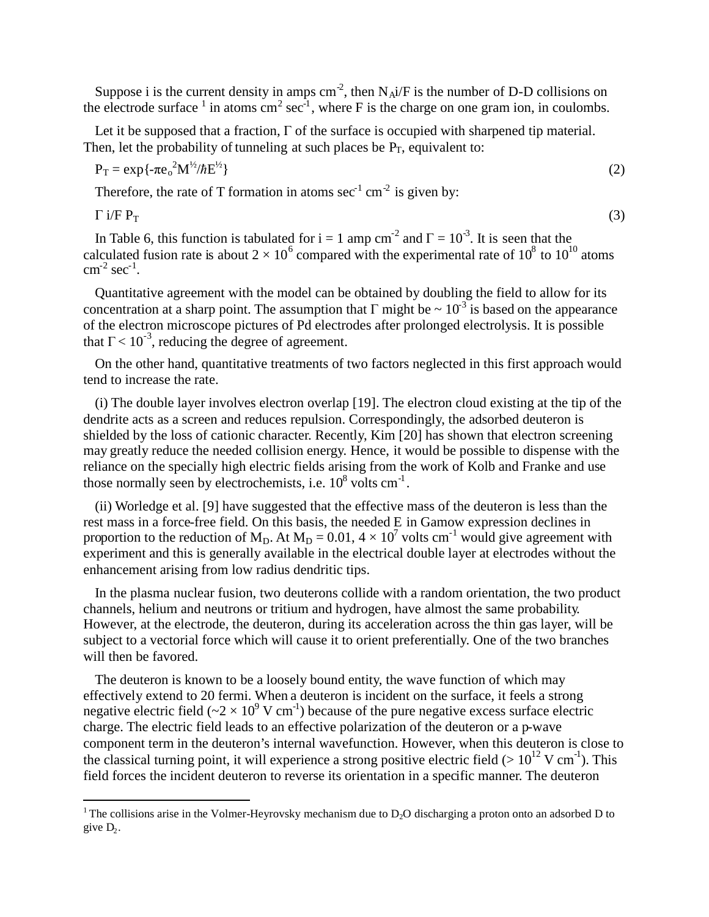Suppose i is the current density in amps $cm^{-2}$, then $N_A i/F$ is the number of D-D collisions on the electrode surface [1] in atoms $cm^2$ $sec^{-1}$, where F is the charge on one gram ion, in coulombs.

Let it be supposed that a fraction, $\Gamma$ of the surface is occupied with sharpened tip material. Then, let the probability of tunneling at such places be $P_T$, equivalent to:

$$P_T = \exp\{-\pi e_o^2 M^{1/2}/\hbar E^{1/2}\} \tag{2}$$

Therefore, the rate of T formation in atoms $sec^{-1}$ $cm^{-2}$ is given by:

$$\Gamma\ i/F\ P_T \tag{3}$$

In Table 6, this function is tabulated for i = 1 amp $cm^{-2}$ and $\Gamma = 10^{-3}$. It is seen that the calculated fusion rate is about $2 \times 10^6$ compared with the experimental rate of $10^8$ to $10^{10}$ atoms $cm^{-2}$ $sec^{-1}$.

Quantitative agreement with the model can be obtained by doubling the field to allow for its concentration at a sharp point. The assumption that $\Gamma$ might be $\sim 10^{-3}$ is based on the appearance of the electron microscope pictures of Pd electrodes after prolonged electrolysis. It is possible that $\Gamma < 10^{-3}$, reducing the degree of agreement.

On the other hand, quantitative treatments of two factors neglected in this first approach would tend to increase the rate.

(i) The double layer involves electron overlap [19]. The electron cloud existing at the tip of the dendrite acts as a screen and reduces repulsion. Correspondingly, the adsorbed deuteron is shielded by the loss of cationic character. Recently, Kim [20] has shown that electron screening may greatly reduce the needed collision energy. Hence, it would be possible to dispense with the reliance on the specially high electric fields arising from the work of Kolb and Franke and use those normally seen by electrochemists, i.e. $10^8$ volts $cm^{-1}$.

(ii) Worledge et al. [9] have suggested that the effective mass of the deuteron is less than the rest mass in a force-free field. On this basis, the needed E in Gamow expression declines in proportion to the reduction of $M_D$. At $M_D = 0.01$, $4 \times 10^7$ volts $cm^{-1}$ would give agreement with experiment and this is generally available in the electrical double layer at electrodes without the enhancement arising from low radius dendritic tips.

In the plasma nuclear fusion, two deuterons collide with a random orientation, the two product channels, helium and neutrons or tritium and hydrogen, have almost the same probability. However, at the electrode, the deuteron, during its acceleration across the thin gas layer, will be subject to a vectorial force which will cause it to orient preferentially. One of the two branches will then be favored.

The deuteron is known to be a loosely bound entity, the wave function of which may effectively extend to 20 fermi. When a deuteron is incident on the surface, it feels a strong negative electric field ($\sim 2 \times 10^9$ V $cm^{-1}$) because of the pure negative excess surface electric charge. The electric field leads to an effective polarization of the deuteron or a p-wave component term in the deuteron's internal wavefunction. However, when this deuteron is close to the classical turning point, it will experience a strong positive electric field ($> 10^{12}$ V $cm^{-1}$). This field forces the incident deuteron to reverse its orientation in a specific manner. The deuteron

---

[1] The collisions arise in the Volmer-Heyrovsky mechanism due to $D_2O$ discharging a proton onto an adsorbed D to give $D_2$.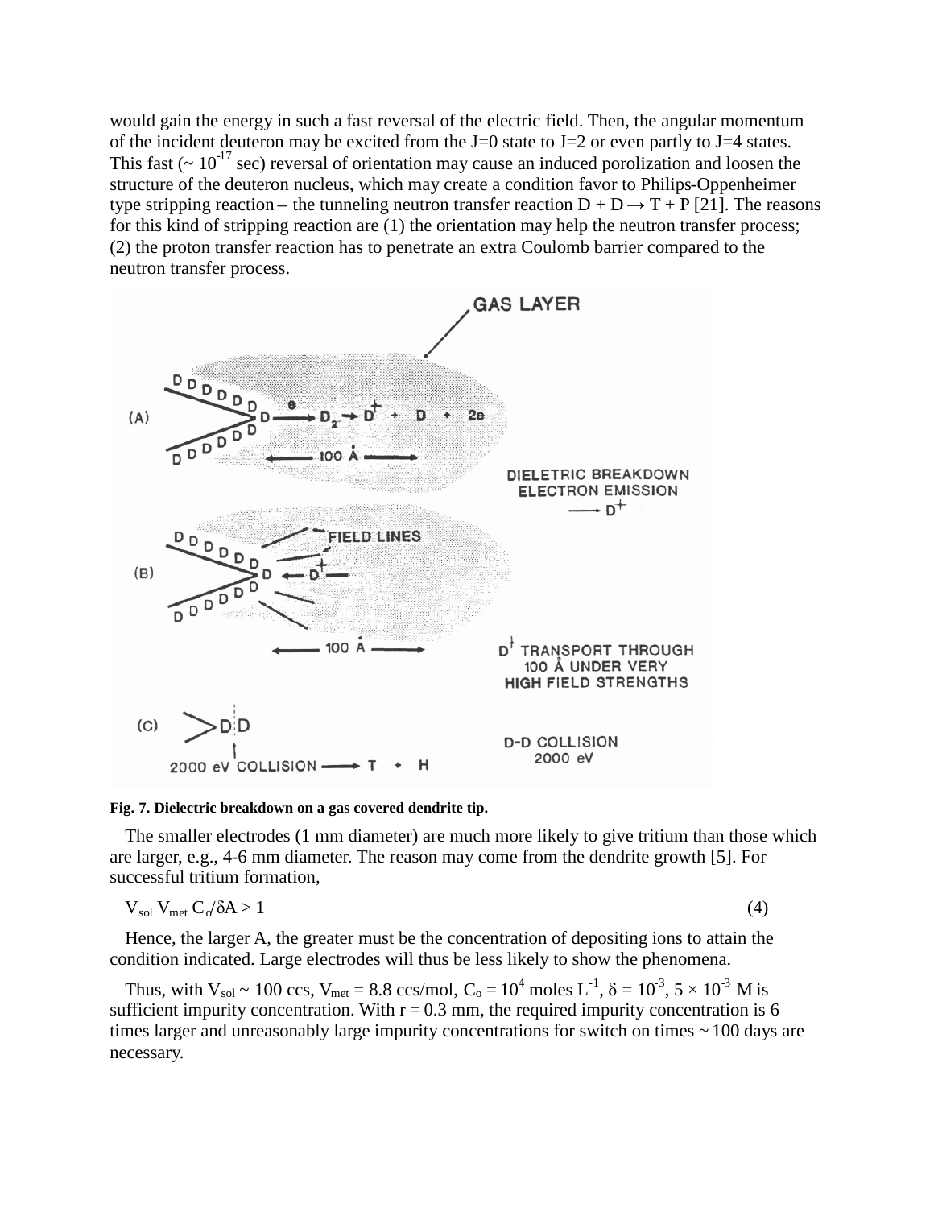would gain the energy in such a fast reversal of the electric field. Then, the angular momentum of the incident deuteron may be excited from the J=0 state to J=2 or even partly to J=4 states. This fast (~ $10^{-17}$ sec) reversal of orientation may cause an induced porolization and loosen the structure of the deuteron nucleus, which may create a condition favor to Philips-Oppenheimer type stripping reaction – the tunneling neutron transfer reaction D + D → T + P [21]. The reasons for this kind of stripping reaction are (1) the orientation may help the neutron transfer process; (2) the proton transfer reaction has to penetrate an extra Coulomb barrier compared to the neutron transfer process.

**Fig. 7. Dielectric breakdown on a gas covered dendrite tip.**

The smaller electrodes (1 mm diameter) are much more likely to give tritium than those which are larger, e.g., 4-6 mm diameter. The reason may come from the dendrite growth [5]. For successful tritium formation,

$$V_{sol} V_{met} C_o/\delta A > 1 \qquad (4)$$

Hence, the larger A, the greater must be the concentration of depositing ions to attain the condition indicated. Large electrodes will thus be less likely to show the phenomena.

Thus, with $V_{sol}$ ~ 100 ccs, $V_{met}$ = 8.8 ccs/mol, $C_o = 10^4$ moles $L^{-1}$, $\delta = 10^{-3}$, $5 \times 10^{-3}$ M is sufficient impurity concentration. With r = 0.3 mm, the required impurity concentration is 6 times larger and unreasonably large impurity concentrations for switch on times ~ 100 days are necessary.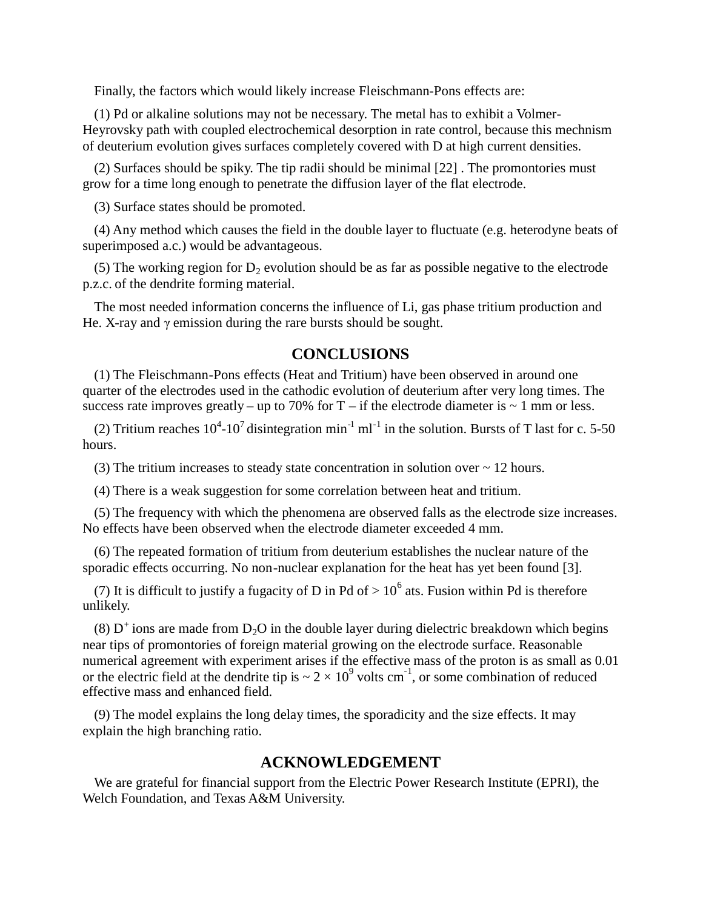Finally, the factors which would likely increase Fleischmann-Pons effects are:

(1) Pd or alkaline solutions may not be necessary. The metal has to exhibit a Volmer-Heyrovsky path with coupled electrochemical desorption in rate control, because this mechnism of deuterium evolution gives surfaces completely covered with D at high current densities.

(2) Surfaces should be spiky. The tip radii should be minimal [22] . The promontories must grow for a time long enough to penetrate the diffusion layer of the flat electrode.

(3) Surface states should be promoted.

(4) Any method which causes the field in the double layer to fluctuate (e.g. heterodyne beats of superimposed a.c.) would be advantageous.

(5) The working region for $D_2$ evolution should be as far as possible negative to the electrode p.z.c. of the dendrite forming material.

The most needed information concerns the influence of Li, gas phase tritium production and He. X-ray and $\gamma$ emission during the rare bursts should be sought.

## CONCLUSIONS

(1) The Fleischmann-Pons effects (Heat and Tritium) have been observed in around one quarter of the electrodes used in the cathodic evolution of deuterium after very long times. The success rate improves greatly – up to 70% for T – if the electrode diameter is ~ 1 mm or less.

(2) Tritium reaches $10^4$-$10^7$ disintegration $min^{-1}$ $ml^{-1}$ in the solution. Bursts of T last for c. 5-50 hours.

(3) The tritium increases to steady state concentration in solution over ~ 12 hours.

(4) There is a weak suggestion for some correlation between heat and tritium.

(5) The frequency with which the phenomena are observed falls as the electrode size increases. No effects have been observed when the electrode diameter exceeded 4 mm.

(6) The repeated formation of tritium from deuterium establishes the nuclear nature of the sporadic effects occurring. No non-nuclear explanation for the heat has yet been found [3].

(7) It is difficult to justify a fugacity of D in Pd of > $10^6$ ats. Fusion within Pd is therefore unlikely.

(8) $D^+$ ions are made from $D_2O$ in the double layer during dielectric breakdown which begins near tips of promontories of foreign material growing on the electrode surface. Reasonable numerical agreement with experiment arises if the effective mass of the proton is as small as 0.01 or the electric field at the dendrite tip is ~ $2 \times 10^9$ volts $cm^{-1}$, or some combination of reduced effective mass and enhanced field.

(9) The model explains the long delay times, the sporadicity and the size effects. It may explain the high branching ratio.

## ACKNOWLEDGEMENT

We are grateful for financial support from the Electric Power Research Institute (EPRI), the Welch Foundation, and Texas A&M University.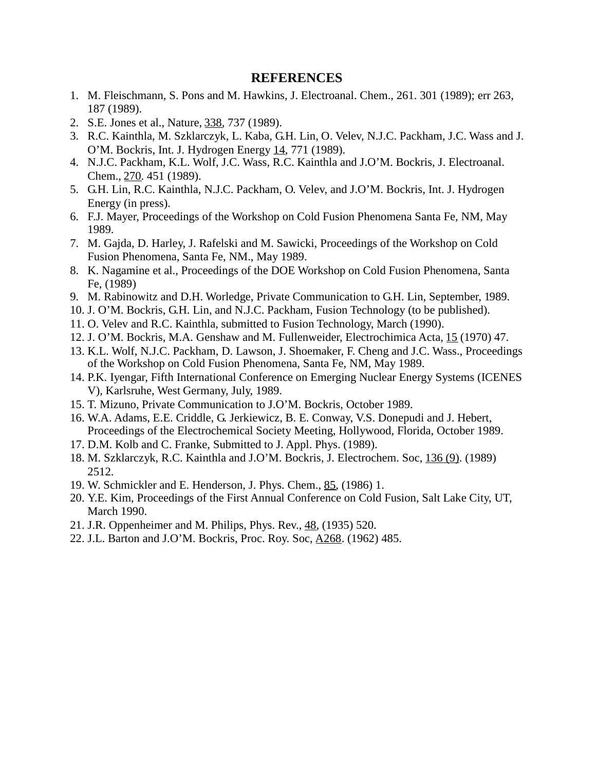# REFERENCES

1. M. Fleischmann, S. Pons and M. Hawkins, J. Electroanal. Chem., 261. 301 (1989); err 263, 187 (1989).
2. S.E. Jones et al., Nature, 338, 737 (1989).
3. R.C. Kainthla, M. Szklarczyk, L. Kaba, G.H. Lin, O. Velev, N.J.C. Packham, J.C. Wass and J. O'M. Bockris, Int. J. Hydrogen Energy 14, 771 (1989).
4. N.J.C. Packham, K.L. Wolf, J.C. Wass, R.C. Kainthla and J.O'M. Bockris, J. Electroanal. Chem., 270. 451 (1989).
5. G.H. Lin, R.C. Kainthla, N.J.C. Packham, O. Velev, and J.O'M. Bockris, Int. J. Hydrogen Energy (in press).
6. F.J. Mayer, Proceedings of the Workshop on Cold Fusion Phenomena Santa Fe, NM, May 1989.
7. M. Gajda, D. Harley, J. Rafelski and M. Sawicki, Proceedings of the Workshop on Cold Fusion Phenomena, Santa Fe, NM., May 1989.
8. K. Nagamine et al., Proceedings of the DOE Workshop on Cold Fusion Phenomena, Santa Fe, (1989)
9. M. Rabinowitz and D.H. Worledge, Private Communication to G.H. Lin, September, 1989.
10. J. O'M. Bockris, G.H. Lin, and N.J.C. Packham, Fusion Technology (to be published).
11. O. Velev and R.C. Kainthla, submitted to Fusion Technology, March (1990).
12. J. O'M. Bockris, M.A. Genshaw and M. Fullenweider, Electrochimica Acta, 15 (1970) 47.
13. K.L. Wolf, N.J.C. Packham, D. Lawson, J. Shoemaker, F. Cheng and J.C. Wass., Proceedings of the Workshop on Cold Fusion Phenomena, Santa Fe, NM, May 1989.
14. P.K. Iyengar, Fifth International Conference on Emerging Nuclear Energy Systems (ICENES V), Karlsruhe, West Germany, July, 1989.
15. T. Mizuno, Private Communication to J.O'M. Bockris, October 1989.
16. W.A. Adams, E.E. Criddle, G. Jerkiewicz, B. E. Conway, V.S. Donepudi and J. Hebert, Proceedings of the Electrochemical Society Meeting, Hollywood, Florida, October 1989.
17. D.M. Kolb and C. Franke, Submitted to J. Appl. Phys. (1989).
18. M. Szklarczyk, R.C. Kainthla and J.O'M. Bockris, J. Electrochem. Soc, 136 (9). (1989) 2512.
19. W. Schmickler and E. Henderson, J. Phys. Chem., 85, (1986) 1.
20. Y.E. Kim, Proceedings of the First Annual Conference on Cold Fusion, Salt Lake City, UT, March 1990.
21. J.R. Oppenheimer and M. Philips, Phys. Rev., 48, (1935) 520.
22. J.L. Barton and J.O'M. Bockris, Proc. Roy. Soc, A268. (1962) 485.